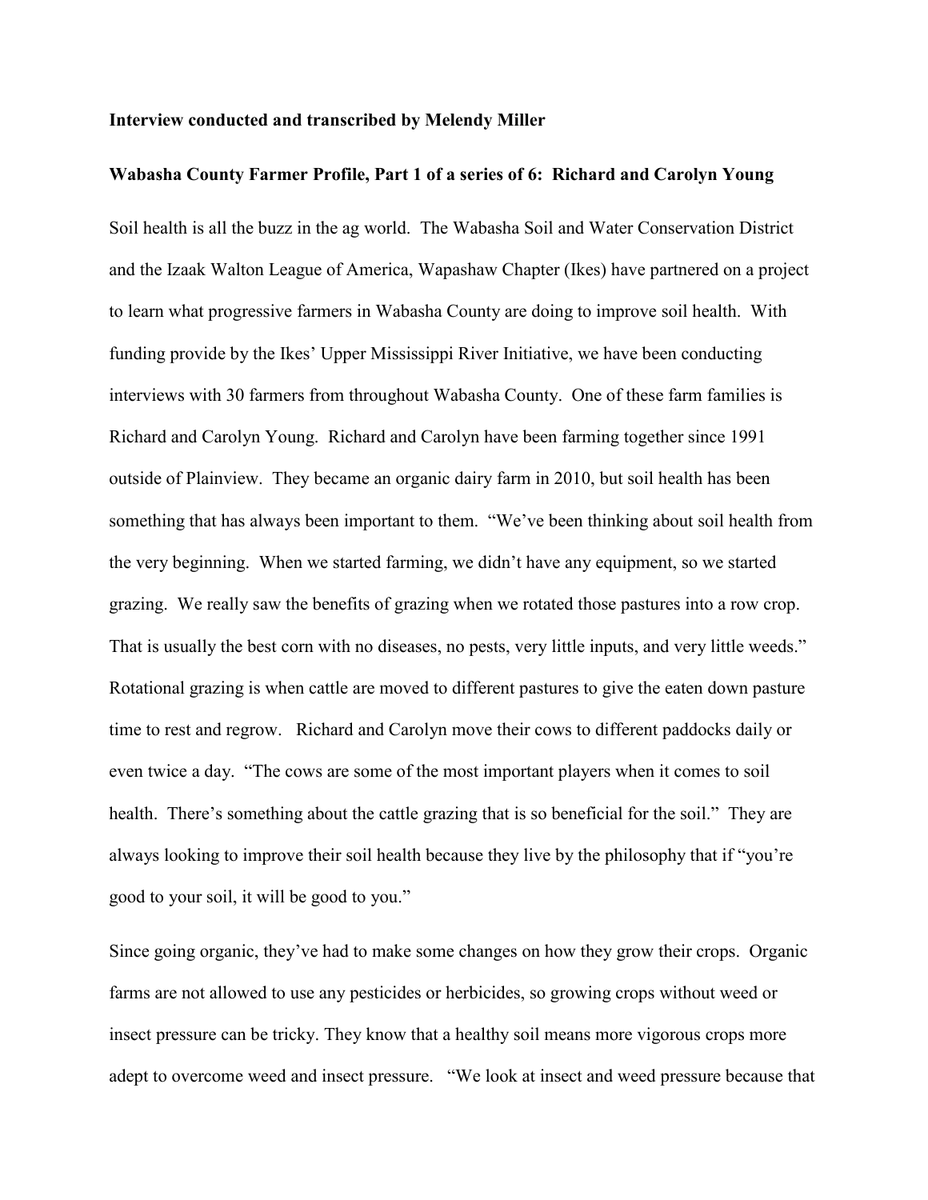**Interview conducted and transcribed by Melendy Miller**

**Wabasha County Farmer Profile, Part 1 of a series of 6: Richard and Carolyn Young**

Soil health is all the buzz in the ag world. The Wabasha Soil and Water Conservation District and the Izaak Walton League of America, Wapashaw Chapter (Ikes) have partnered on a project to learn what progressive farmers in Wabasha County are doing to improve soil health. With funding provide by the Ikes' Upper Mississippi River Initiative, we have been conducting interviews with 30 farmers from throughout Wabasha County. One of these farm families is Richard and Carolyn Young. Richard and Carolyn have been farming together since 1991 outside of Plainview. They became an organic dairy farm in 2010, but soil health has been something that has always been important to them. "We've been thinking about soil health from the very beginning. When we started farming, we didn't have any equipment, so we started grazing. We really saw the benefits of grazing when we rotated those pastures into a row crop. That is usually the best corn with no diseases, no pests, very little inputs, and very little weeds." Rotational grazing is when cattle are moved to different pastures to give the eaten down pasture time to rest and regrow. Richard and Carolyn move their cows to different paddocks daily or even twice a day. "The cows are some of the most important players when it comes to soil health. There's something about the cattle grazing that is so beneficial for the soil." They are always looking to improve their soil health because they live by the philosophy that if "you're good to your soil, it will be good to you."

Since going organic, they've had to make some changes on how they grow their crops. Organic farms are not allowed to use any pesticides or herbicides, so growing crops without weed or insect pressure can be tricky. They know that a healthy soil means more vigorous crops more adept to overcome weed and insect pressure. "We look at insect and weed pressure because that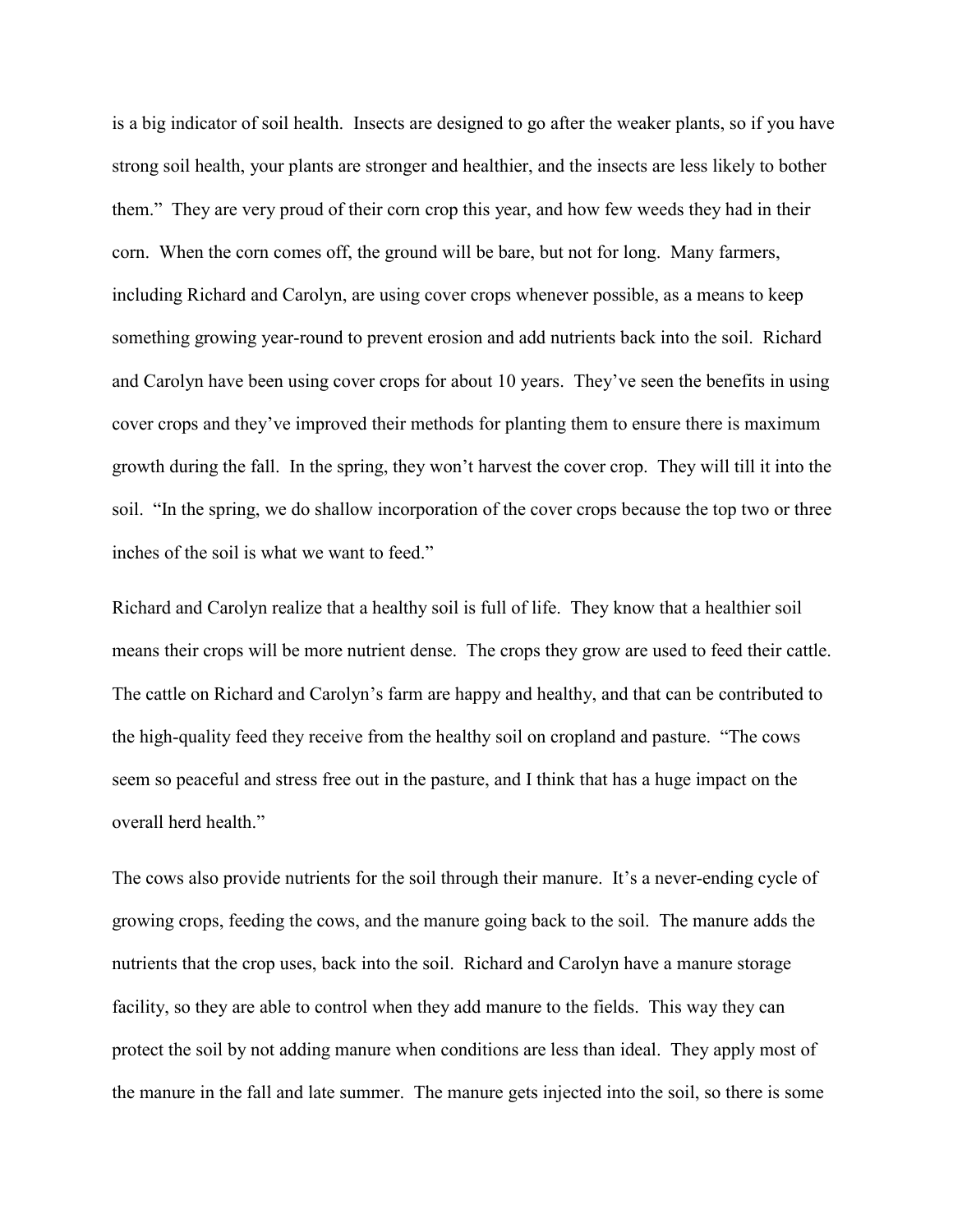is a big indicator of soil health. Insects are designed to go after the weaker plants, so if you have strong soil health, your plants are stronger and healthier, and the insects are less likely to bother them." They are very proud of their corn crop this year, and how few weeds they had in their corn. When the corn comes off, the ground will be bare, but not for long. Many farmers, including Richard and Carolyn, are using cover crops whenever possible, as a means to keep something growing year-round to prevent erosion and add nutrients back into the soil. Richard and Carolyn have been using cover crops for about 10 years. They've seen the benefits in using cover crops and they've improved their methods for planting them to ensure there is maximum growth during the fall. In the spring, they won't harvest the cover crop. They will till it into the soil. "In the spring, we do shallow incorporation of the cover crops because the top two or three inches of the soil is what we want to feed."

Richard and Carolyn realize that a healthy soil is full of life. They know that a healthier soil means their crops will be more nutrient dense. The crops they grow are used to feed their cattle. The cattle on Richard and Carolyn's farm are happy and healthy, and that can be contributed to the high-quality feed they receive from the healthy soil on cropland and pasture. "The cows seem so peaceful and stress free out in the pasture, and I think that has a huge impact on the overall herd health."

The cows also provide nutrients for the soil through their manure. It's a never-ending cycle of growing crops, feeding the cows, and the manure going back to the soil. The manure adds the nutrients that the crop uses, back into the soil. Richard and Carolyn have a manure storage facility, so they are able to control when they add manure to the fields. This way they can protect the soil by not adding manure when conditions are less than ideal. They apply most of the manure in the fall and late summer. The manure gets injected into the soil, so there is some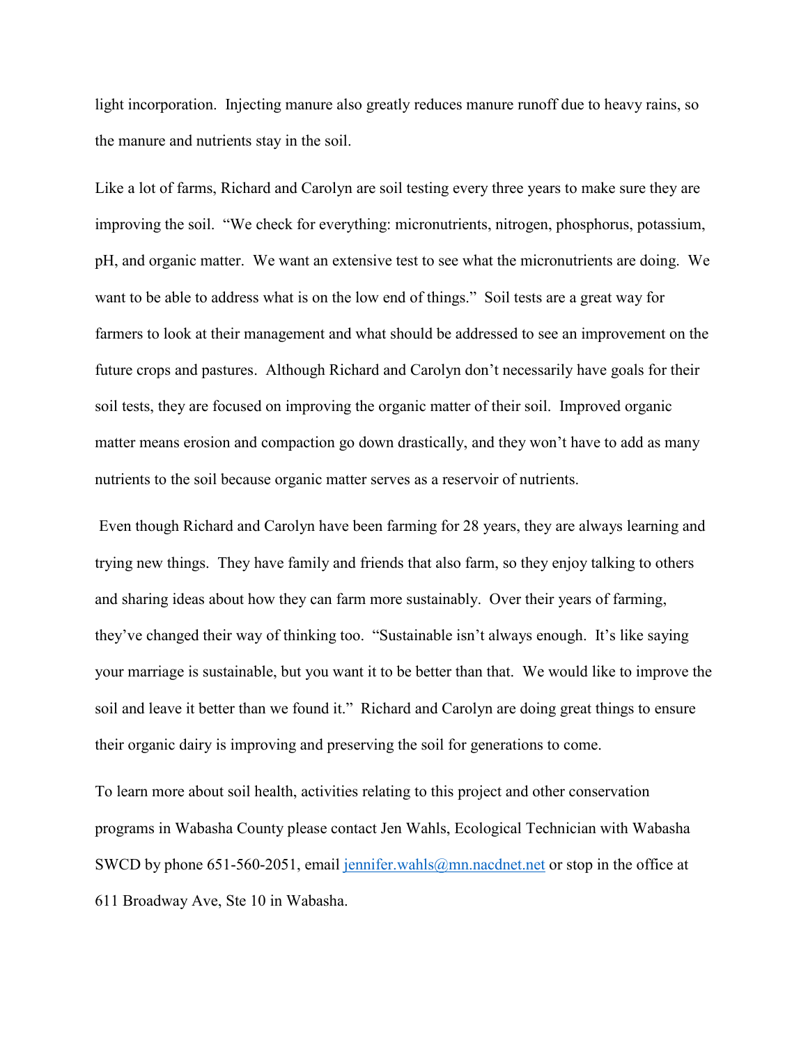light incorporation. Injecting manure also greatly reduces manure runoff due to heavy rains, so the manure and nutrients stay in the soil.

Like a lot of farms, Richard and Carolyn are soil testing every three years to make sure they are improving the soil. "We check for everything: micronutrients, nitrogen, phosphorus, potassium, pH, and organic matter. We want an extensive test to see what the micronutrients are doing. We want to be able to address what is on the low end of things." Soil tests are a great way for farmers to look at their management and what should be addressed to see an improvement on the future crops and pastures. Although Richard and Carolyn don't necessarily have goals for their soil tests, they are focused on improving the organic matter of their soil. Improved organic matter means erosion and compaction go down drastically, and they won't have to add as many nutrients to the soil because organic matter serves as a reservoir of nutrients.

Even though Richard and Carolyn have been farming for 28 years, they are always learning and trying new things. They have family and friends that also farm, so they enjoy talking to others and sharing ideas about how they can farm more sustainably. Over their years of farming, they've changed their way of thinking too. "Sustainable isn't always enough. It's like saying your marriage is sustainable, but you want it to be better than that. We would like to improve the soil and leave it better than we found it." Richard and Carolyn are doing great things to ensure their organic dairy is improving and preserving the soil for generations to come.

To learn more about soil health, activities relating to this project and other conservation programs in Wabasha County please contact Jen Wahls, Ecological Technician with Wabasha SWCD by phone 651-560-2051, email [jennifer.wahls@mn.nacdnet.net](mailto:jennifer.wahls@mn.nacdnet.net) or stop in the office at 611 Broadway Ave, Ste 10 in Wabasha.